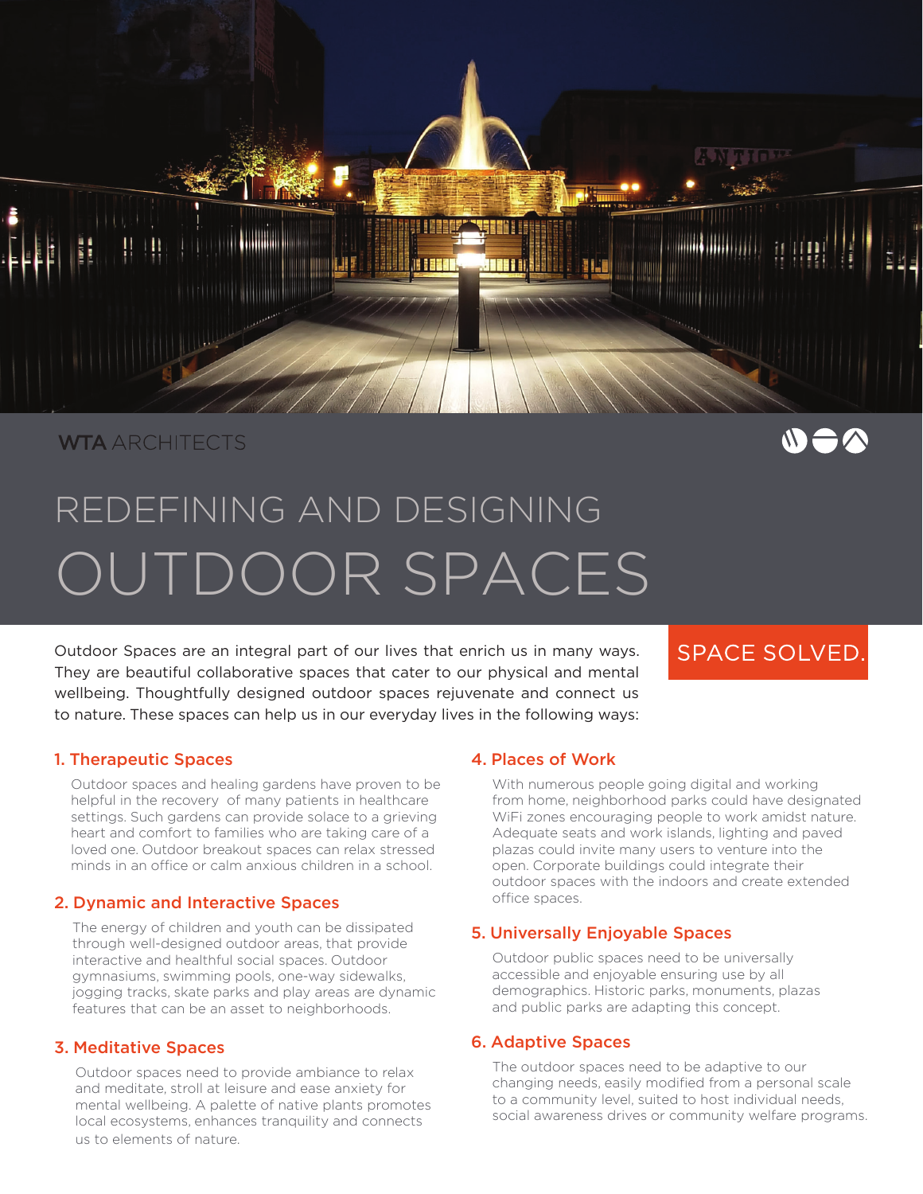WTA ARCHITECTS

# REDEFINING AND DESIGNING OUTDOOR SPACES

SPACE SOLVED.

Outdoor Spaces are an integral part of our lives that enrich us in many ways. They are beautiful collaborative spaces that cater to our physical and mental wellbeing. Thoughtfully designed outdoor spaces rejuvenate and connect us to nature. These spaces can help us in our everyday lives in the following ways:

### 1. Therapeutic Spaces

Outdoor spaces and healing gardens have proven to be helpful in the recovery of many patients in healthcare settings. Such gardens can provide solace to a grieving heart and comfort to families who are taking care of a loved one. Outdoor breakout spaces can relax stressed minds in an office or calm anxious children in a school.

### 2. Dynamic and Interactive Spaces

The energy of children and youth can be dissipated through well-designed outdoor areas, that provide interactive and healthful social spaces. Outdoor gymnasiums, swimming pools, one-way sidewalks, jogging tracks, skate parks and play areas are dynamic features that can be an asset to neighborhoods.

### 3. Meditative Spaces

Outdoor spaces need to provide ambiance to relax and meditate, stroll at leisure and ease anxiety for mental wellbeing. A palette of native plants promotes local ecosystems, enhances tranquility and connects us to elements of nature.

### 4. Places of Work

With numerous people going digital and working from home, neighborhood parks could have designated WiFi zones encouraging people to work amidst nature. Adequate seats and work islands, lighting and paved plazas could invite many users to venture into the open. Corporate buildings could integrate their outdoor spaces with the indoors and create extended office spaces.

### 5. Universally Enjoyable Spaces

Outdoor public spaces need to be universally accessible and enjoyable ensuring use by all demographics. Historic parks, monuments, plazas and public parks are adapting this concept.

### 6. Adaptive Spaces

The outdoor spaces need to be adaptive to our changing needs, easily modified from a personal scale to a community level, suited to host individual needs, social awareness drives or community welfare programs.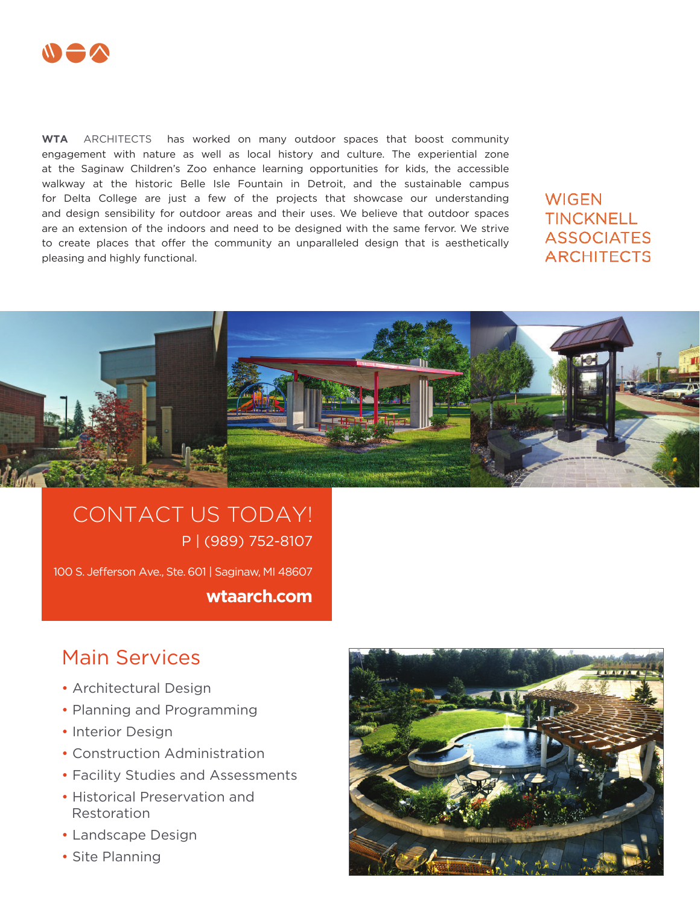**WTA** ARCHITECTS has worked on many outdoor spaces that boost community engagement with nature as well as local history and culture. The experiential zone at the Saginaw Children's Zoo enhance learning opportunities for kids, the accessible walkway at the historic Belle Isle Fountain in Detroit, and the sustainable campus for Delta College are just a few of the projects that showcase our understanding and design sensibility for outdoor areas and their uses. We believe that outdoor spaces are an extension of the indoors and need to be designed with the same fervor. We strive to create places that offer the community an unparalleled design that is aesthetically pleasing and highly functional.

WIGEN
TINCKNELL
ASSOCIATES
ARCHITECTS

## CONTACT US TODAY!

P | (989) 752-8107

100 S. Jefferson Ave., Ste. 601 | Saginaw, MI 48607

**wtaarch.com**

## Main Services

- Architectural Design
- Planning and Programming
- Interior Design
- Construction Administration
- Facility Studies and Assessments
- Historical Preservation and Restoration
- Landscape Design
- Site Planning